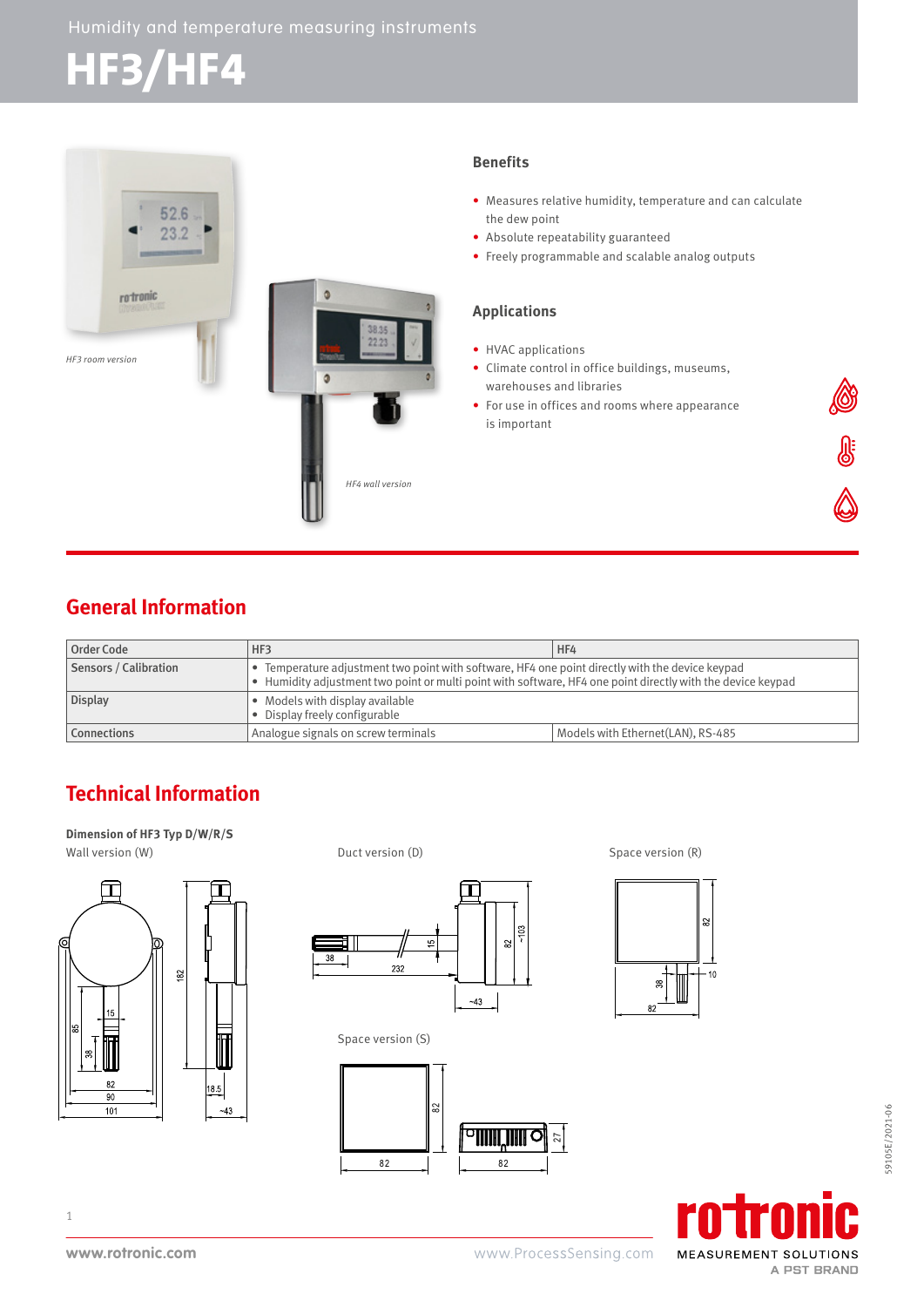Humidity and temperature measuring instruments

# HF3/HF4

*HF3 room version*

*HF4 wall version*

### Benefits

- Measures relative humidity, temperature and can calculate the dew point
- Absolute repeatability guaranteed
- Freely programmable and scalable analog outputs

### Applications

- HVAC applications
- Climate control in office buildings, museums, warehouses and libraries
- For use in offices and rooms where appearance is important

## General Information

| Order Code | HF3 | HF4 |
|---|---|---|
| Sensors / Calibration | • Temperature adjustment two point with software, HF4 one point directly with the device keypad<br>• Humidity adjustment two point or multi point with software, HF4 one point directly with the device keypad | |
| Display | • Models with display available<br>• Display freely configurable | |
| Connections | Analogue signals on screw terminals | Models with Ethernet(LAN), RS-485 |

## Technical Information

**Dimension of HF3 Typ D/W/R/S**

Wall version (W)

Duct version (D)

Space version (R)

Space version (S)

www.rotronic.com

www.ProcessSensing.com

rotronic MEASUREMENT SOLUTIONS A PST BRAND

59105E/2021-06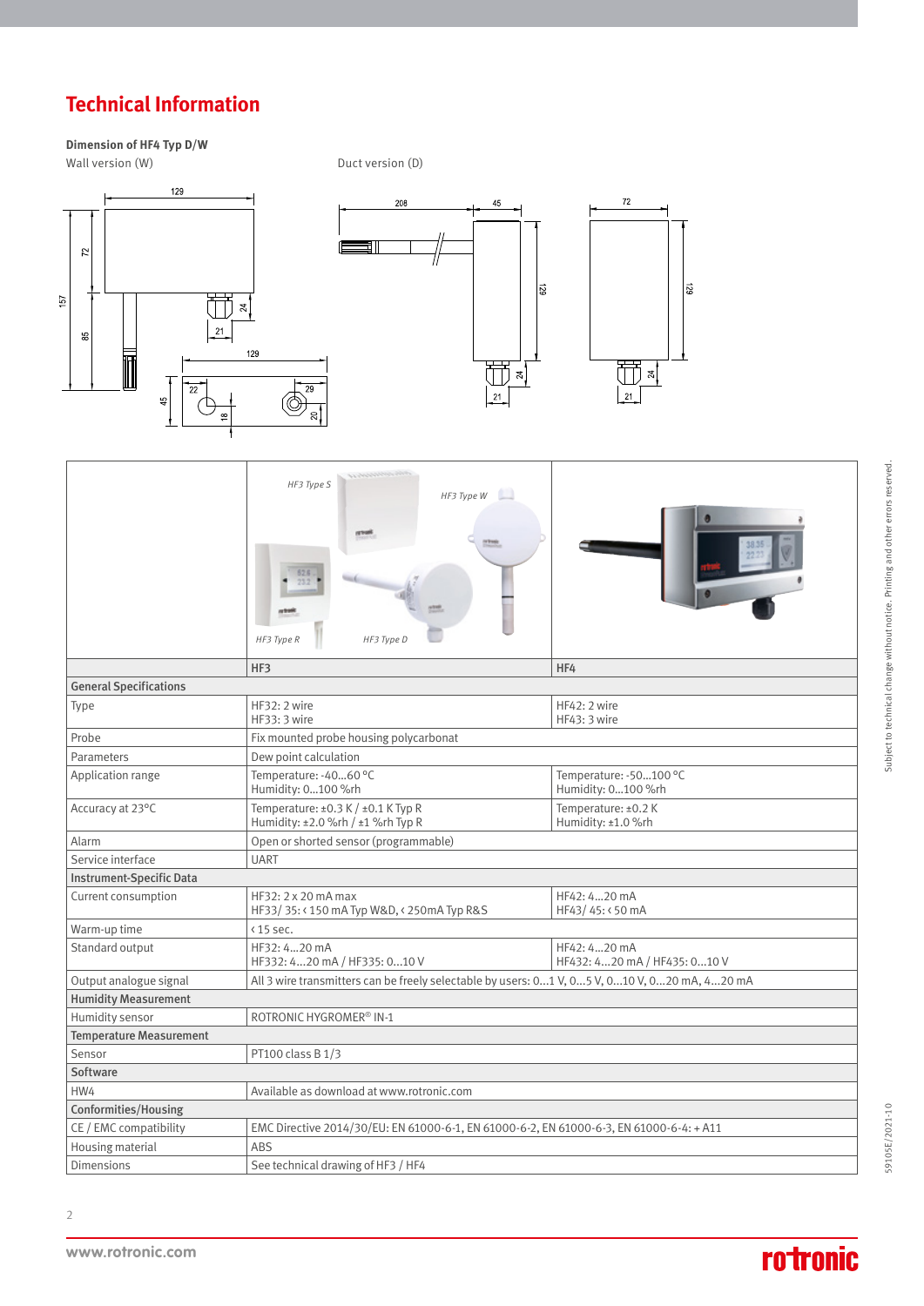# Technical Information

**Dimension of HF4 Typ D/W**

Wall version (W)

129
72
157
85
24
21
129
45
22
18
29
20

Duct version (D)

208
45
129
24
21
72
129
24
21

| | HF3 Type S, HF3 Type W, HF3 Type R, HF3 Type D | |
|---|---|---|
| | **HF3** | **HF4** |
| **General Specifications** | | |
| Type | HF32: 2 wire<br>HF33: 3 wire | HF42: 2 wire<br>HF43: 3 wire |
| Probe | Fix mounted probe housing polycarbonat | |
| Parameters | Dew point calculation | |
| Application range | Temperature: -40…60 °C<br>Humidity: 0…100 %rh | Temperature: -50…100 °C<br>Humidity: 0…100 %rh |
| Accuracy at 23°C | Temperature: ±0.3 K / ±0.1 K Typ R<br>Humidity: ±2.0 %rh / ±1 %rh Typ R | Temperature: ±0.2 K<br>Humidity: ±1.0 %rh |
| Alarm | Open or shorted sensor (programmable) | |
| Service interface | UART | |
| **Instrument-Specific Data** | | |
| Current consumption | HF32: 2 x 20 mA max<br>HF33/ 35: ‹ 150 mA Typ W&D, ‹ 250mA Typ R&S | HF42: 4…20 mA<br>HF43/ 45: ‹ 50 mA |
| Warm-up time | ‹ 15 sec. | |
| Standard output | HF32: 4…20 mA<br>HF332: 4…20 mA / HF335: 0…10 V | HF42: 4…20 mA<br>HF432: 4…20 mA / HF435: 0…10 V |
| Output analogue signal | All 3 wire transmitters can be freely selectable by users: 0…1 V, 0…5 V, 0…10 V, 0…20 mA, 4…20 mA | |
| **Humidity Measurement** | | |
| Humidity sensor | ROTRONIC HYGROMER® IN-1 | |
| **Temperature Measurement** | | |
| Sensor | PT100 class B 1/3 | |
| **Software** | | |
| HW4 | Available as download at www.rotronic.com | |
| **Conformities/Housing** | | |
| CE / EMC compatibility | EMC Directive 2014/30/EU: EN 61000-6-1, EN 61000-6-2, EN 61000-6-3, EN 61000-6-4: + A11 | |
| Housing material | ABS | |
| Dimensions | See technical drawing of HF3 / HF4 | |

Subject to technical change without notice. Printing and other errors reserved.

59105E/2021-10

www.rotronic.com